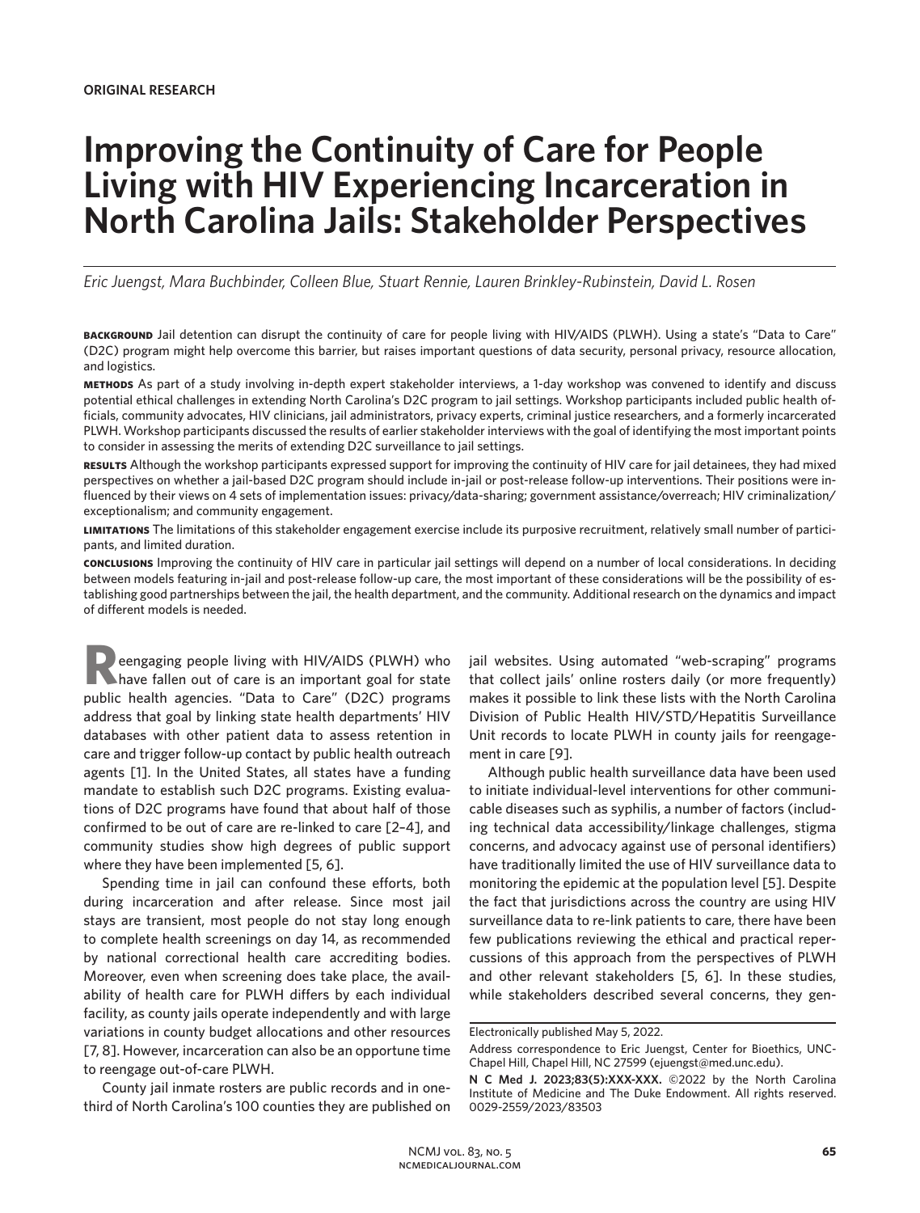**ORIGINAL RESEARCH**

# Improving the Continuity of Care for People Living with HIV Experiencing Incarceration in North Carolina Jails: Stakeholder Perspectives

*Eric Juengst, Mara Buchbinder, Colleen Blue, Stuart Rennie, Lauren Brinkley-Rubinstein, David L. Rosen*

**BACKGROUND** Jail detention can disrupt the continuity of care for people living with HIV/AIDS (PLWH). Using a state's "Data to Care" (D2C) program might help overcome this barrier, but raises important questions of data security, personal privacy, resource allocation, and logistics.

**METHODS** As part of a study involving in-depth expert stakeholder interviews, a 1-day workshop was convened to identify and discuss potential ethical challenges in extending North Carolina's D2C program to jail settings. Workshop participants included public health officials, community advocates, HIV clinicians, jail administrators, privacy experts, criminal justice researchers, and a formerly incarcerated PLWH. Workshop participants discussed the results of earlier stakeholder interviews with the goal of identifying the most important points to consider in assessing the merits of extending D2C surveillance to jail settings.

**RESULTS** Although the workshop participants expressed support for improving the continuity of HIV care for jail detainees, they had mixed perspectives on whether a jail-based D2C program should include in-jail or post-release follow-up interventions. Their positions were influenced by their views on 4 sets of implementation issues: privacy/data-sharing; government assistance/overreach; HIV criminalization/exceptionalism; and community engagement.

**LIMITATIONS** The limitations of this stakeholder engagement exercise include its purposive recruitment, relatively small number of participants, and limited duration.

**CONCLUSIONS** Improving the continuity of HIV care in particular jail settings will depend on a number of local considerations. In deciding between models featuring in-jail and post-release follow-up care, the most important of these considerations will be the possibility of establishing good partnerships between the jail, the health department, and the community. Additional research on the dynamics and impact of different models is needed.

Reengaging people living with HIV/AIDS (PLWH) who have fallen out of care is an important goal for state public health agencies. "Data to Care" (D2C) programs address that goal by linking state health departments' HIV databases with other patient data to assess retention in care and trigger follow-up contact by public health outreach agents [1]. In the United States, all states have a funding mandate to establish such D2C programs. Existing evaluations of D2C programs have found that about half of those confirmed to be out of care are re-linked to care [2–4], and community studies show high degrees of public support where they have been implemented [5, 6].

Spending time in jail can confound these efforts, both during incarceration and after release. Since most jail stays are transient, most people do not stay long enough to complete health screenings on day 14, as recommended by national correctional health care accrediting bodies. Moreover, even when screening does take place, the availability of health care for PLWH differs by each individual facility, as county jails operate independently and with large variations in county budget allocations and other resources [7, 8]. However, incarceration can also be an opportune time to reengage out-of-care PLWH.

County jail inmate rosters are public records and in one-third of North Carolina's 100 counties they are published on jail websites. Using automated "web-scraping" programs that collect jails' online rosters daily (or more frequently) makes it possible to link these lists with the North Carolina Division of Public Health HIV/STD/Hepatitis Surveillance Unit records to locate PLWH in county jails for reengagement in care [9].

Although public health surveillance data have been used to initiate individual-level interventions for other communicable diseases such as syphilis, a number of factors (including technical data accessibility/linkage challenges, stigma concerns, and advocacy against use of personal identifiers) have traditionally limited the use of HIV surveillance data to monitoring the epidemic at the population level [5]. Despite the fact that jurisdictions across the country are using HIV surveillance data to re-link patients to care, there have been few publications reviewing the ethical and practical repercussions of this approach from the perspectives of PLWH and other relevant stakeholders [5, 6]. In these studies, while stakeholders described several concerns, they gen-

Electronically published May 5, 2022.

Address correspondence to Eric Juengst, Center for Bioethics, UNC-Chapel Hill, Chapel Hill, NC 27599 (ejuengst@med.unc.edu).

**N C Med J. 2023;83(5):XXX-XXX.** ©2022 by the North Carolina Institute of Medicine and The Duke Endowment. All rights reserved. 0029-2559/2023/83503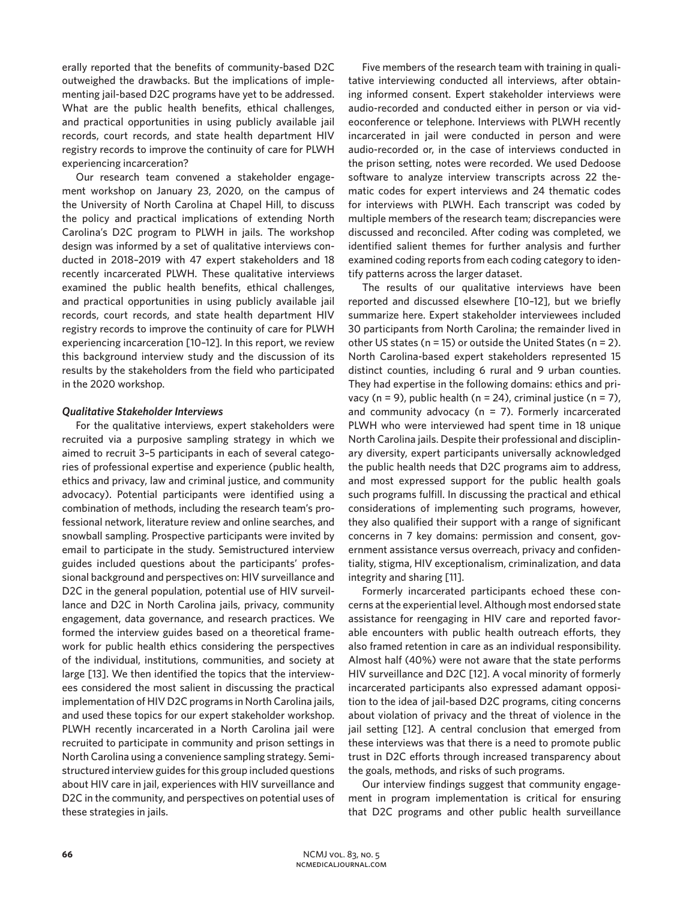erally reported that the benefits of community-based D2C outweighed the drawbacks. But the implications of implementing jail-based D2C programs have yet to be addressed. What are the public health benefits, ethical challenges, and practical opportunities in using publicly available jail records, court records, and state health department HIV registry records to improve the continuity of care for PLWH experiencing incarceration?

Our research team convened a stakeholder engagement workshop on January 23, 2020, on the campus of the University of North Carolina at Chapel Hill, to discuss the policy and practical implications of extending North Carolina's D2C program to PLWH in jails. The workshop design was informed by a set of qualitative interviews conducted in 2018–2019 with 47 expert stakeholders and 18 recently incarcerated PLWH. These qualitative interviews examined the public health benefits, ethical challenges, and practical opportunities in using publicly available jail records, court records, and state health department HIV registry records to improve the continuity of care for PLWH experiencing incarceration [10–12]. In this report, we review this background interview study and the discussion of its results by the stakeholders from the field who participated in the 2020 workshop.

### *Qualitative Stakeholder Interviews*

For the qualitative interviews, expert stakeholders were recruited via a purposive sampling strategy in which we aimed to recruit 3–5 participants in each of several categories of professional expertise and experience (public health, ethics and privacy, law and criminal justice, and community advocacy). Potential participants were identified using a combination of methods, including the research team's professional network, literature review and online searches, and snowball sampling. Prospective participants were invited by email to participate in the study. Semistructured interview guides included questions about the participants' professional background and perspectives on: HIV surveillance and D2C in the general population, potential use of HIV surveillance and D2C in North Carolina jails, privacy, community engagement, data governance, and research practices. We formed the interview guides based on a theoretical framework for public health ethics considering the perspectives of the individual, institutions, communities, and society at large [13]. We then identified the topics that the interviewees considered the most salient in discussing the practical implementation of HIV D2C programs in North Carolina jails, and used these topics for our expert stakeholder workshop. PLWH recently incarcerated in a North Carolina jail were recruited to participate in community and prison settings in North Carolina using a convenience sampling strategy. Semistructured interview guides for this group included questions about HIV care in jail, experiences with HIV surveillance and D2C in the community, and perspectives on potential uses of these strategies in jails.

Five members of the research team with training in qualitative interviewing conducted all interviews, after obtaining informed consent. Expert stakeholder interviews were audio-recorded and conducted either in person or via videoconference or telephone. Interviews with PLWH recently incarcerated in jail were conducted in person and were audio-recorded or, in the case of interviews conducted in the prison setting, notes were recorded. We used Dedoose software to analyze interview transcripts across 22 thematic codes for expert interviews and 24 thematic codes for interviews with PLWH. Each transcript was coded by multiple members of the research team; discrepancies were discussed and reconciled. After coding was completed, we identified salient themes for further analysis and further examined coding reports from each coding category to identify patterns across the larger dataset.

The results of our qualitative interviews have been reported and discussed elsewhere [10–12], but we briefly summarize here. Expert stakeholder interviewees included 30 participants from North Carolina; the remainder lived in other US states (n = 15) or outside the United States (n = 2). North Carolina-based expert stakeholders represented 15 distinct counties, including 6 rural and 9 urban counties. They had expertise in the following domains: ethics and privacy (n = 9), public health (n = 24), criminal justice (n = 7), and community advocacy (n = 7). Formerly incarcerated PLWH who were interviewed had spent time in 18 unique North Carolina jails. Despite their professional and disciplinary diversity, expert participants universally acknowledged the public health needs that D2C programs aim to address, and most expressed support for the public health goals such programs fulfill. In discussing the practical and ethical considerations of implementing such programs, however, they also qualified their support with a range of significant concerns in 7 key domains: permission and consent, government assistance versus overreach, privacy and confidentiality, stigma, HIV exceptionalism, criminalization, and data integrity and sharing [11].

Formerly incarcerated participants echoed these concerns at the experiential level. Although most endorsed state assistance for reengaging in HIV care and reported favorable encounters with public health outreach efforts, they also framed retention in care as an individual responsibility. Almost half (40%) were not aware that the state performs HIV surveillance and D2C [12]. A vocal minority of formerly incarcerated participants also expressed adamant opposition to the idea of jail-based D2C programs, citing concerns about violation of privacy and the threat of violence in the jail setting [12]. A central conclusion that emerged from these interviews was that there is a need to promote public trust in D2C efforts through increased transparency about the goals, methods, and risks of such programs.

Our interview findings suggest that community engagement in program implementation is critical for ensuring that D2C programs and other public health surveillance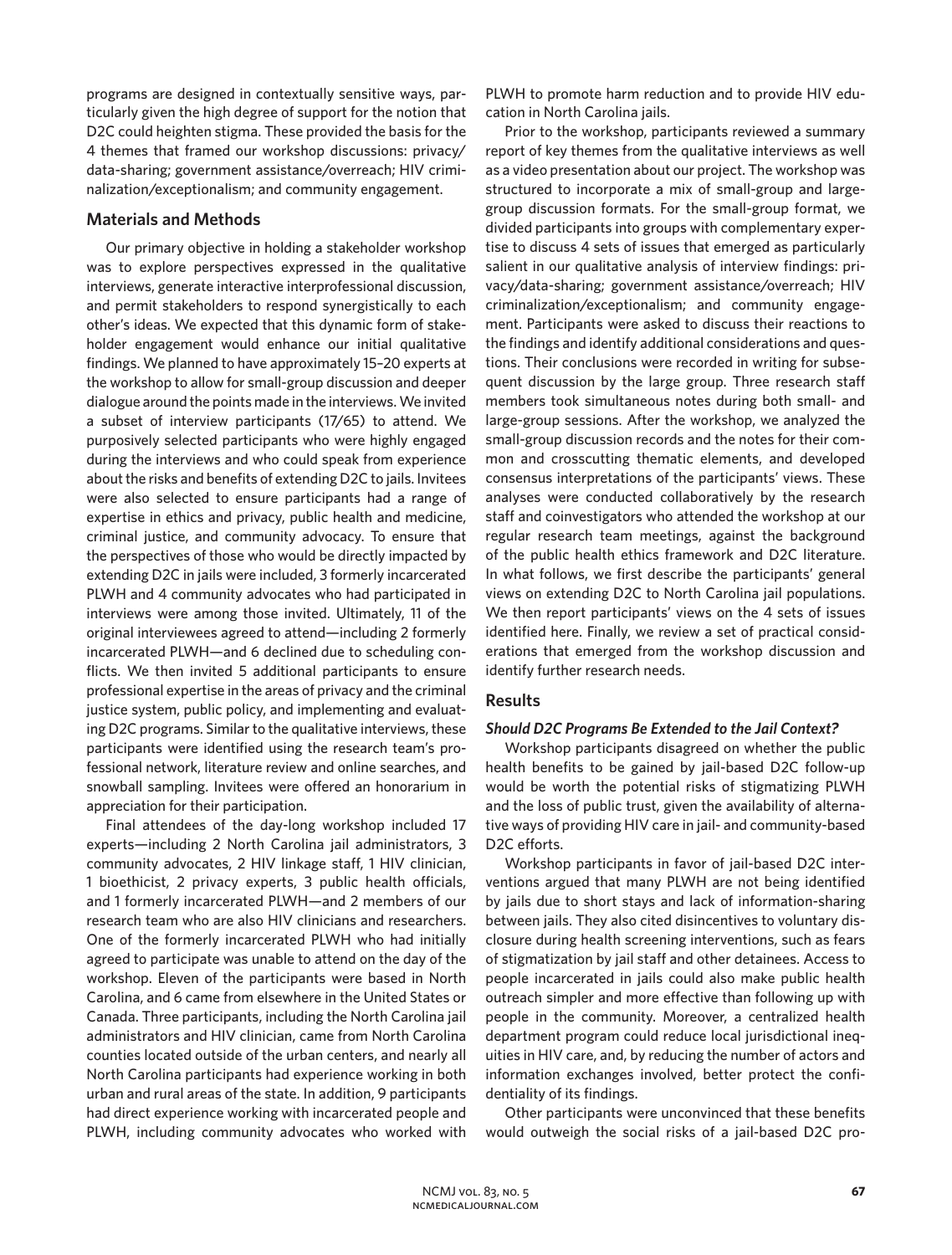programs are designed in contextually sensitive ways, particularly given the high degree of support for the notion that D2C could heighten stigma. These provided the basis for the 4 themes that framed our workshop discussions: privacy/data-sharing; government assistance/overreach; HIV criminalization/exceptionalism; and community engagement.

## Materials and Methods

Our primary objective in holding a stakeholder workshop was to explore perspectives expressed in the qualitative interviews, generate interactive interprofessional discussion, and permit stakeholders to respond synergistically to each other's ideas. We expected that this dynamic form of stakeholder engagement would enhance our initial qualitative findings. We planned to have approximately 15–20 experts at the workshop to allow for small-group discussion and deeper dialogue around the points made in the interviews. We invited a subset of interview participants (17/65) to attend. We purposively selected participants who were highly engaged during the interviews and who could speak from experience about the risks and benefits of extending D2C to jails. Invitees were also selected to ensure participants had a range of expertise in ethics and privacy, public health and medicine, criminal justice, and community advocacy. To ensure that the perspectives of those who would be directly impacted by extending D2C in jails were included, 3 formerly incarcerated PLWH and 4 community advocates who had participated in interviews were among those invited. Ultimately, 11 of the original interviewees agreed to attend—including 2 formerly incarcerated PLWH—and 6 declined due to scheduling conflicts. We then invited 5 additional participants to ensure professional expertise in the areas of privacy and the criminal justice system, public policy, and implementing and evaluating D2C programs. Similar to the qualitative interviews, these participants were identified using the research team's professional network, literature review and online searches, and snowball sampling. Invitees were offered an honorarium in appreciation for their participation.

Final attendees of the day-long workshop included 17 experts—including 2 North Carolina jail administrators, 3 community advocates, 2 HIV linkage staff, 1 HIV clinician, 1 bioethicist, 2 privacy experts, 3 public health officials, and 1 formerly incarcerated PLWH—and 2 members of our research team who are also HIV clinicians and researchers. One of the formerly incarcerated PLWH who had initially agreed to participate was unable to attend on the day of the workshop. Eleven of the participants were based in North Carolina, and 6 came from elsewhere in the United States or Canada. Three participants, including the North Carolina jail administrators and HIV clinician, came from North Carolina counties located outside of the urban centers, and nearly all North Carolina participants had experience working in both urban and rural areas of the state. In addition, 9 participants had direct experience working with incarcerated people and PLWH, including community advocates who worked with PLWH to promote harm reduction and to provide HIV education in North Carolina jails.

Prior to the workshop, participants reviewed a summary report of key themes from the qualitative interviews as well as a video presentation about our project. The workshop was structured to incorporate a mix of small-group and large-group discussion formats. For the small-group format, we divided participants into groups with complementary expertise to discuss 4 sets of issues that emerged as particularly salient in our qualitative analysis of interview findings: privacy/data-sharing; government assistance/overreach; HIV criminalization/exceptionalism; and community engagement. Participants were asked to discuss their reactions to the findings and identify additional considerations and questions. Their conclusions were recorded in writing for subsequent discussion by the large group. Three research staff members took simultaneous notes during both small- and large-group sessions. After the workshop, we analyzed the small-group discussion records and the notes for their common and crosscutting thematic elements, and developed consensus interpretations of the participants' views. These analyses were conducted collaboratively by the research staff and coinvestigators who attended the workshop at our regular research team meetings, against the background of the public health ethics framework and D2C literature. In what follows, we first describe the participants' general views on extending D2C to North Carolina jail populations. We then report participants' views on the 4 sets of issues identified here. Finally, we review a set of practical considerations that emerged from the workshop discussion and identify further research needs.

## Results

### *Should D2C Programs Be Extended to the Jail Context?*

Workshop participants disagreed on whether the public health benefits to be gained by jail-based D2C follow-up would be worth the potential risks of stigmatizing PLWH and the loss of public trust, given the availability of alternative ways of providing HIV care in jail- and community-based D2C efforts.

Workshop participants in favor of jail-based D2C interventions argued that many PLWH are not being identified by jails due to short stays and lack of information-sharing between jails. They also cited disincentives to voluntary disclosure during health screening interventions, such as fears of stigmatization by jail staff and other detainees. Access to people incarcerated in jails could also make public health outreach simpler and more effective than following up with people in the community. Moreover, a centralized health department program could reduce local jurisdictional inequities in HIV care, and, by reducing the number of actors and information exchanges involved, better protect the confidentiality of its findings.

Other participants were unconvinced that these benefits would outweigh the social risks of a jail-based D2C pro-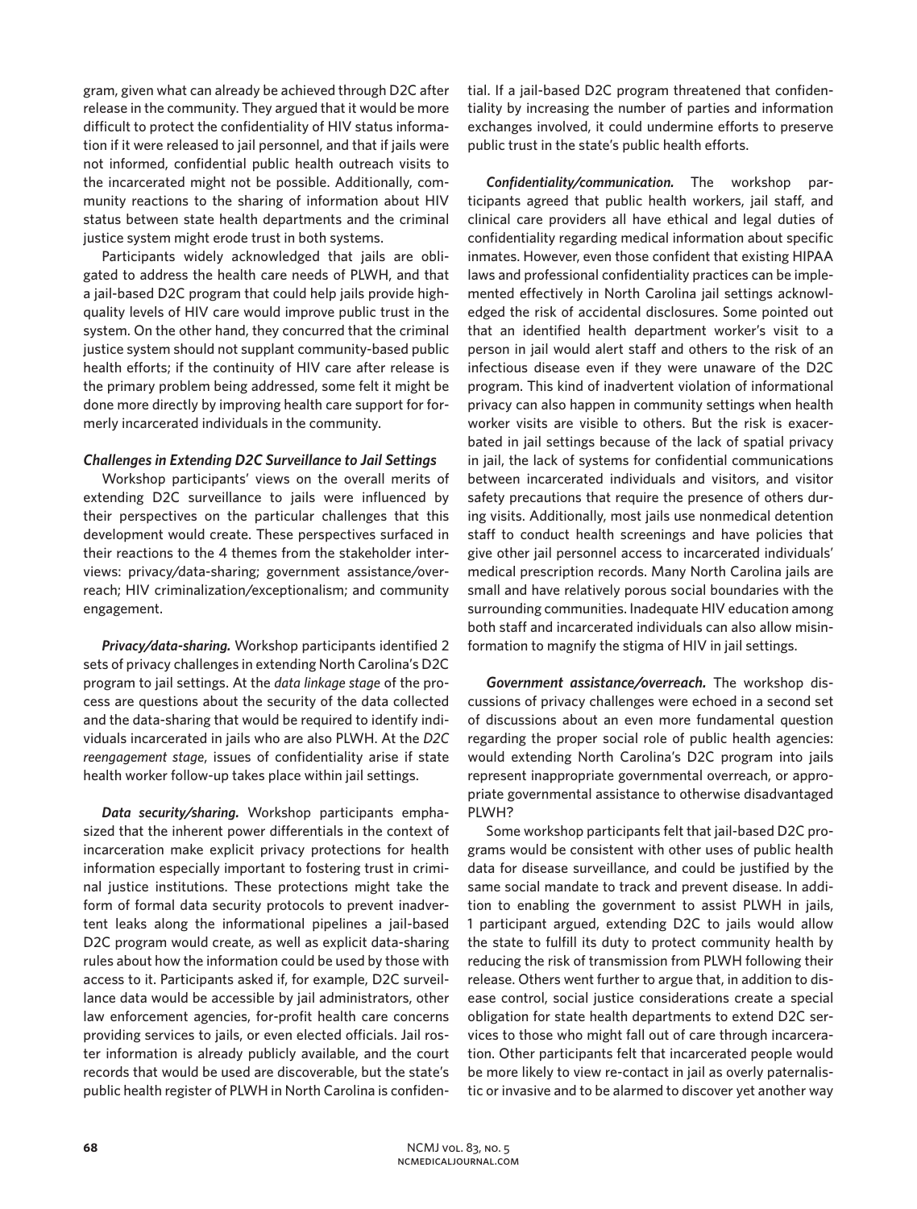gram, given what can already be achieved through D2C after release in the community. They argued that it would be more difficult to protect the confidentiality of HIV status information if it were released to jail personnel, and that if jails were not informed, confidential public health outreach visits to the incarcerated might not be possible. Additionally, community reactions to the sharing of information about HIV status between state health departments and the criminal justice system might erode trust in both systems.

Participants widely acknowledged that jails are obligated to address the health care needs of PLWH, and that a jail-based D2C program that could help jails provide high-quality levels of HIV care would improve public trust in the system. On the other hand, they concurred that the criminal justice system should not supplant community-based public health efforts; if the continuity of HIV care after release is the primary problem being addressed, some felt it might be done more directly by improving health care support for formerly incarcerated individuals in the community.

### *Challenges in Extending D2C Surveillance to Jail Settings*

Workshop participants' views on the overall merits of extending D2C surveillance to jails were influenced by their perspectives on the particular challenges that this development would create. These perspectives surfaced in their reactions to the 4 themes from the stakeholder interviews: privacy/data-sharing; government assistance/overreach; HIV criminalization/exceptionalism; and community engagement.

***Privacy/data-sharing.*** Workshop participants identified 2 sets of privacy challenges in extending North Carolina's D2C program to jail settings. At the *data linkage stage* of the process are questions about the security of the data collected and the data-sharing that would be required to identify individuals incarcerated in jails who are also PLWH. At the *D2C reengagement stage*, issues of confidentiality arise if state health worker follow-up takes place within jail settings.

***Data security/sharing.*** Workshop participants emphasized that the inherent power differentials in the context of incarceration make explicit privacy protections for health information especially important to fostering trust in criminal justice institutions. These protections might take the form of formal data security protocols to prevent inadvertent leaks along the informational pipelines a jail-based D2C program would create, as well as explicit data-sharing rules about how the information could be used by those with access to it. Participants asked if, for example, D2C surveillance data would be accessible by jail administrators, other law enforcement agencies, for-profit health care concerns providing services to jails, or even elected officials. Jail roster information is already publicly available, and the court records that would be used are discoverable, but the state's public health register of PLWH in North Carolina is confidential. If a jail-based D2C program threatened that confidentiality by increasing the number of parties and information exchanges involved, it could undermine efforts to preserve public trust in the state's public health efforts.

***Confidentiality/communication.*** The workshop participants agreed that public health workers, jail staff, and clinical care providers all have ethical and legal duties of confidentiality regarding medical information about specific inmates. However, even those confident that existing HIPAA laws and professional confidentiality practices can be implemented effectively in North Carolina jail settings acknowledged the risk of accidental disclosures. Some pointed out that an identified health department worker's visit to a person in jail would alert staff and others to the risk of an infectious disease even if they were unaware of the D2C program. This kind of inadvertent violation of informational privacy can also happen in community settings when health worker visits are visible to others. But the risk is exacerbated in jail settings because of the lack of spatial privacy in jail, the lack of systems for confidential communications between incarcerated individuals and visitors, and visitor safety precautions that require the presence of others during visits. Additionally, most jails use nonmedical detention staff to conduct health screenings and have policies that give other jail personnel access to incarcerated individuals' medical prescription records. Many North Carolina jails are small and have relatively porous social boundaries with the surrounding communities. Inadequate HIV education among both staff and incarcerated individuals can also allow misinformation to magnify the stigma of HIV in jail settings.

***Government assistance/overreach.*** The workshop discussions of privacy challenges were echoed in a second set of discussions about an even more fundamental question regarding the proper social role of public health agencies: would extending North Carolina's D2C program into jails represent inappropriate governmental overreach, or appropriate governmental assistance to otherwise disadvantaged PLWH?

Some workshop participants felt that jail-based D2C programs would be consistent with other uses of public health data for disease surveillance, and could be justified by the same social mandate to track and prevent disease. In addition to enabling the government to assist PLWH in jails, 1 participant argued, extending D2C to jails would allow the state to fulfill its duty to protect community health by reducing the risk of transmission from PLWH following their release. Others went further to argue that, in addition to disease control, social justice considerations create a special obligation for state health departments to extend D2C services to those who might fall out of care through incarceration. Other participants felt that incarcerated people would be more likely to view re-contact in jail as overly paternalistic or invasive and to be alarmed to discover yet another way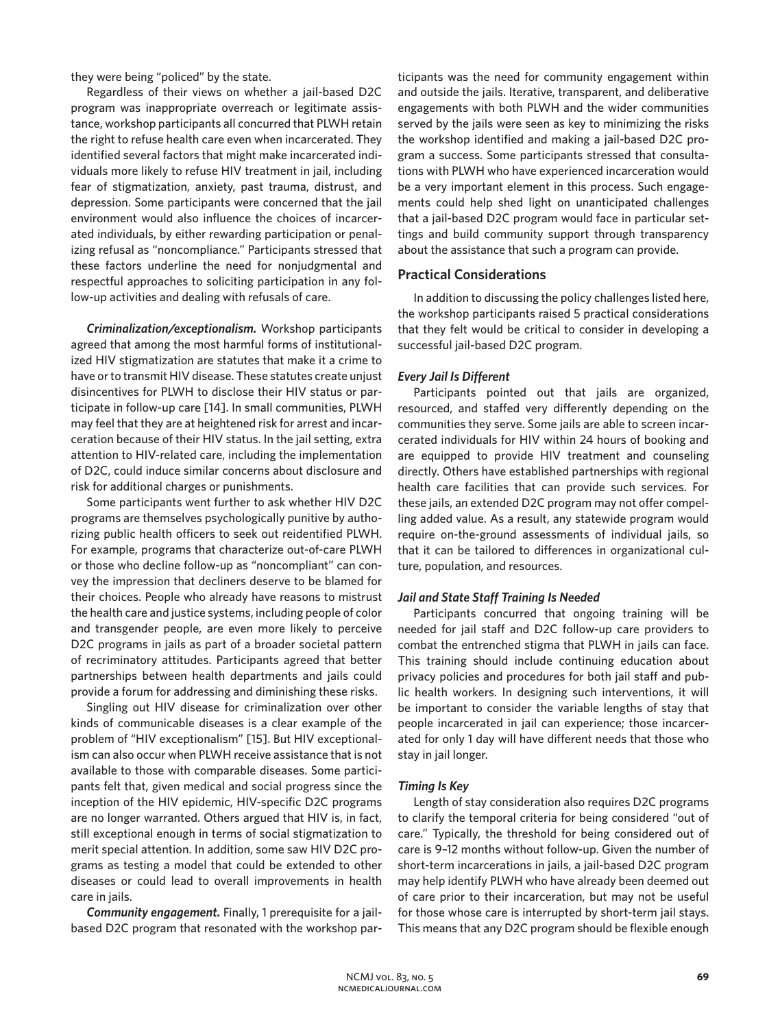they were being "policed" by the state.

Regardless of their views on whether a jail-based D2C program was inappropriate overreach or legitimate assistance, workshop participants all concurred that PLWH retain the right to refuse health care even when incarcerated. They identified several factors that might make incarcerated individuals more likely to refuse HIV treatment in jail, including fear of stigmatization, anxiety, past trauma, distrust, and depression. Some participants were concerned that the jail environment would also influence the choices of incarcerated individuals, by either rewarding participation or penalizing refusal as "noncompliance." Participants stressed that these factors underline the need for nonjudgmental and respectful approaches to soliciting participation in any follow-up activities and dealing with refusals of care.

***Criminalization/exceptionalism.*** Workshop participants agreed that among the most harmful forms of institutionalized HIV stigmatization are statutes that make it a crime to have or to transmit HIV disease. These statutes create unjust disincentives for PLWH to disclose their HIV status or participate in follow-up care [14]. In small communities, PLWH may feel that they are at heightened risk for arrest and incarceration because of their HIV status. In the jail setting, extra attention to HIV-related care, including the implementation of D2C, could induce similar concerns about disclosure and risk for additional charges or punishments.

Some participants went further to ask whether HIV D2C programs are themselves psychologically punitive by authorizing public health officers to seek out reidentified PLWH. For example, programs that characterize out-of-care PLWH or those who decline follow-up as "noncompliant" can convey the impression that decliners deserve to be blamed for their choices. People who already have reasons to mistrust the health care and justice systems, including people of color and transgender people, are even more likely to perceive D2C programs in jails as part of a broader societal pattern of recriminatory attitudes. Participants agreed that better partnerships between health departments and jails could provide a forum for addressing and diminishing these risks.

Singling out HIV disease for criminalization over other kinds of communicable diseases is a clear example of the problem of "HIV exceptionalism" [15]. But HIV exceptionalism can also occur when PLWH receive assistance that is not available to those with comparable diseases. Some participants felt that, given medical and social progress since the inception of the HIV epidemic, HIV-specific D2C programs are no longer warranted. Others argued that HIV is, in fact, still exceptional enough in terms of social stigmatization to merit special attention. In addition, some saw HIV D2C programs as testing a model that could be extended to other diseases or could lead to overall improvements in health care in jails.

***Community engagement.*** Finally, 1 prerequisite for a jail-based D2C program that resonated with the workshop participants was the need for community engagement within and outside the jails. Iterative, transparent, and deliberative engagements with both PLWH and the wider communities served by the jails were seen as key to minimizing the risks the workshop identified and making a jail-based D2C program a success. Some participants stressed that consultations with PLWH who have experienced incarceration would be a very important element in this process. Such engagements could help shed light on unanticipated challenges that a jail-based D2C program would face in particular settings and build community support through transparency about the assistance that such a program can provide.

## Practical Considerations

In addition to discussing the policy challenges listed here, the workshop participants raised 5 practical considerations that they felt would be critical to consider in developing a successful jail-based D2C program.

### *Every Jail Is Different*

Participants pointed out that jails are organized, resourced, and staffed very differently depending on the communities they serve. Some jails are able to screen incarcerated individuals for HIV within 24 hours of booking and are equipped to provide HIV treatment and counseling directly. Others have established partnerships with regional health care facilities that can provide such services. For these jails, an extended D2C program may not offer compelling added value. As a result, any statewide program would require on-the-ground assessments of individual jails, so that it can be tailored to differences in organizational culture, population, and resources.

### *Jail and State Staff Training Is Needed*

Participants concurred that ongoing training will be needed for jail staff and D2C follow-up care providers to combat the entrenched stigma that PLWH in jails can face. This training should include continuing education about privacy policies and procedures for both jail staff and public health workers. In designing such interventions, it will be important to consider the variable lengths of stay that people incarcerated in jail can experience; those incarcerated for only 1 day will have different needs that those who stay in jail longer.

### *Timing Is Key*

Length of stay consideration also requires D2C programs to clarify the temporal criteria for being considered "out of care." Typically, the threshold for being considered out of care is 9–12 months without follow-up. Given the number of short-term incarcerations in jails, a jail-based D2C program may help identify PLWH who have already been deemed out of care prior to their incarceration, but may not be useful for those whose care is interrupted by short-term jail stays. This means that any D2C program should be flexible enough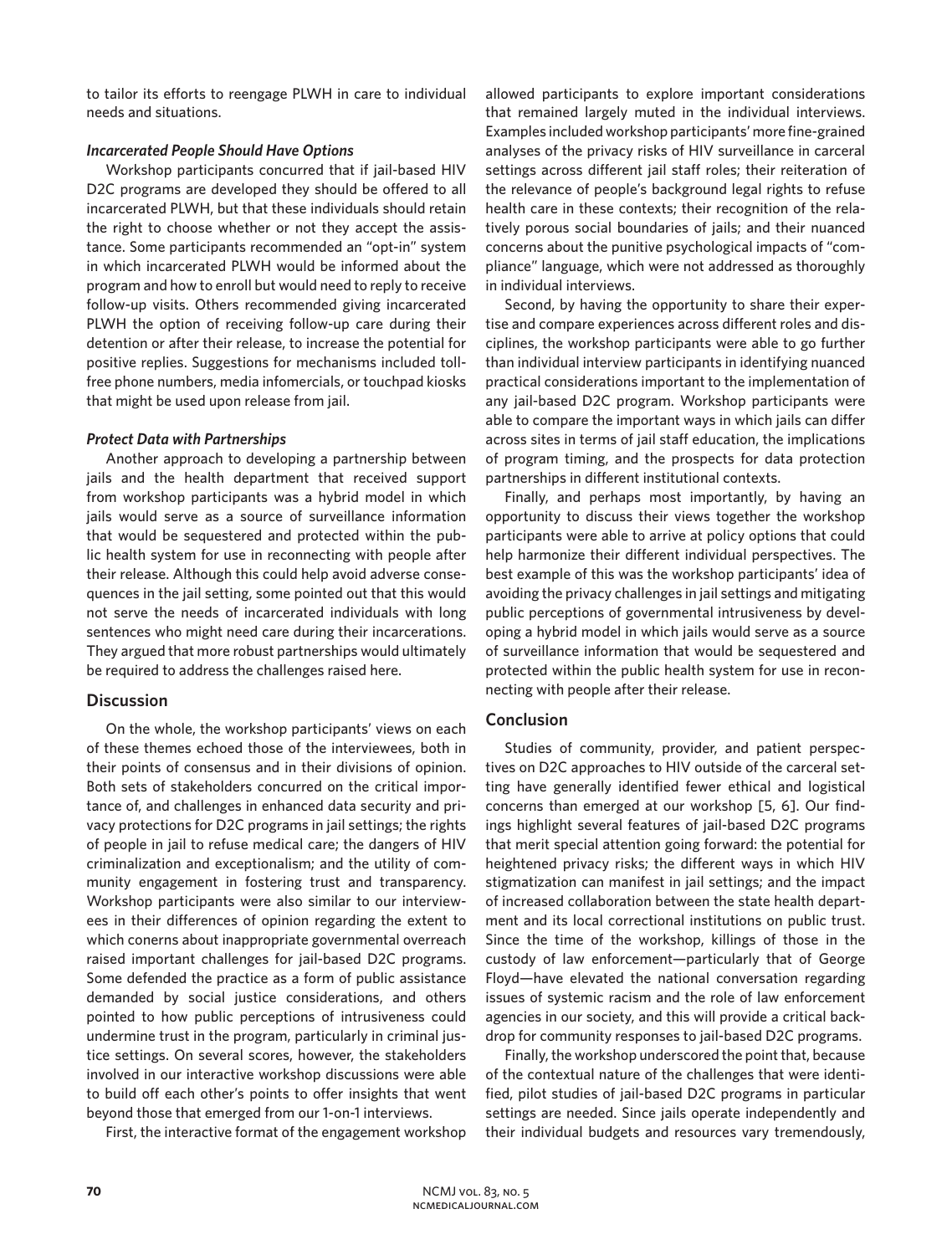to tailor its efforts to reengage PLWH in care to individual needs and situations.

### *Incarcerated People Should Have Options*

Workshop participants concurred that if jail-based HIV D2C programs are developed they should be offered to all incarcerated PLWH, but that these individuals should retain the right to choose whether or not they accept the assistance. Some participants recommended an "opt-in" system in which incarcerated PLWH would be informed about the program and how to enroll but would need to reply to receive follow-up visits. Others recommended giving incarcerated PLWH the option of receiving follow-up care during their detention or after their release, to increase the potential for positive replies. Suggestions for mechanisms included toll-free phone numbers, media infomercials, or touchpad kiosks that might be used upon release from jail.

### *Protect Data with Partnerships*

Another approach to developing a partnership between jails and the health department that received support from workshop participants was a hybrid model in which jails would serve as a source of surveillance information that would be sequestered and protected within the public health system for use in reconnecting with people after their release. Although this could help avoid adverse consequences in the jail setting, some pointed out that this would not serve the needs of incarcerated individuals with long sentences who might need care during their incarcerations. They argued that more robust partnerships would ultimately be required to address the challenges raised here.

## Discussion

On the whole, the workshop participants' views on each of these themes echoed those of the interviewees, both in their points of consensus and in their divisions of opinion. Both sets of stakeholders concurred on the critical importance of, and challenges in enhanced data security and privacy protections for D2C programs in jail settings; the rights of people in jail to refuse medical care; the dangers of HIV criminalization and exceptionalism; and the utility of community engagement in fostering trust and transparency. Workshop participants were also similar to our interviewees in their differences of opinion regarding the extent to which conerns about inappropriate governmental overreach raised important challenges for jail-based D2C programs. Some defended the practice as a form of public assistance demanded by social justice considerations, and others pointed to how public perceptions of intrusiveness could undermine trust in the program, particularly in criminal justice settings. On several scores, however, the stakeholders involved in our interactive workshop discussions were able to build off each other's points to offer insights that went beyond those that emerged from our 1-on-1 interviews.

First, the interactive format of the engagement workshop allowed participants to explore important considerations that remained largely muted in the individual interviews. Examples included workshop participants' more fine-grained analyses of the privacy risks of HIV surveillance in carceral settings across different jail staff roles; their reiteration of the relevance of people's background legal rights to refuse health care in these contexts; their recognition of the relatively porous social boundaries of jails; and their nuanced concerns about the punitive psychological impacts of "compliance" language, which were not addressed as thoroughly in individual interviews.

Second, by having the opportunity to share their expertise and compare experiences across different roles and disciplines, the workshop participants were able to go further than individual interview participants in identifying nuanced practical considerations important to the implementation of any jail-based D2C program. Workshop participants were able to compare the important ways in which jails can differ across sites in terms of jail staff education, the implications of program timing, and the prospects for data protection partnerships in different institutional contexts.

Finally, and perhaps most importantly, by having an opportunity to discuss their views together the workshop participants were able to arrive at policy options that could help harmonize their different individual perspectives. The best example of this was the workshop participants' idea of avoiding the privacy challenges in jail settings and mitigating public perceptions of governmental intrusiveness by developing a hybrid model in which jails would serve as a source of surveillance information that would be sequestered and protected within the public health system for use in reconnecting with people after their release.

## Conclusion

Studies of community, provider, and patient perspectives on D2C approaches to HIV outside of the carceral setting have generally identified fewer ethical and logistical concerns than emerged at our workshop [5, 6]. Our findings highlight several features of jail-based D2C programs that merit special attention going forward: the potential for heightened privacy risks; the different ways in which HIV stigmatization can manifest in jail settings; and the impact of increased collaboration between the state health department and its local correctional institutions on public trust. Since the time of the workshop, killings of those in the custody of law enforcement—particularly that of George Floyd—have elevated the national conversation regarding issues of systemic racism and the role of law enforcement agencies in our society, and this will provide a critical backdrop for community responses to jail-based D2C programs.

Finally, the workshop underscored the point that, because of the contextual nature of the challenges that were identified, pilot studies of jail-based D2C programs in particular settings are needed. Since jails operate independently and their individual budgets and resources vary tremendously,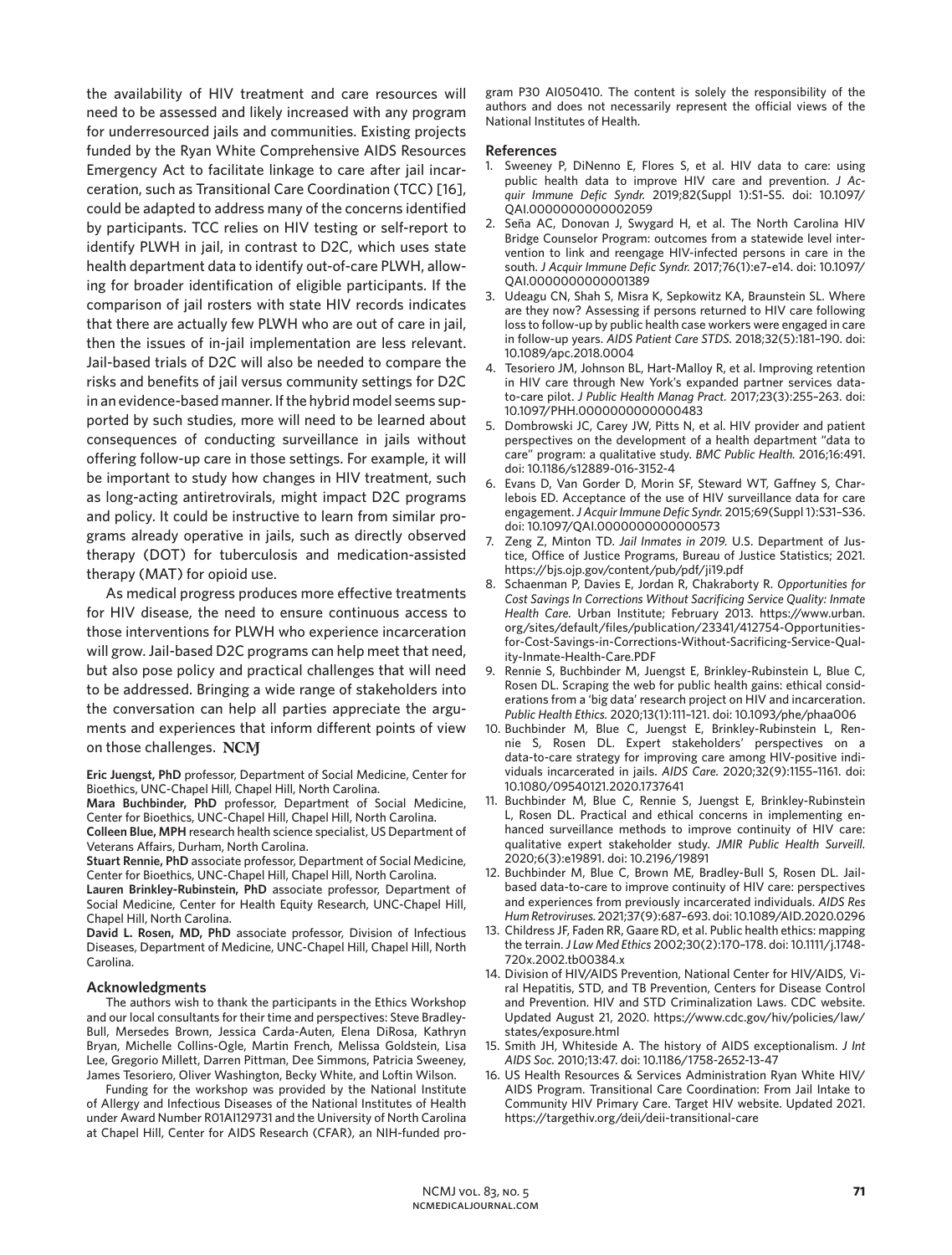the availability of HIV treatment and care resources will need to be assessed and likely increased with any program for underresourced jails and communities. Existing projects funded by the Ryan White Comprehensive AIDS Resources Emergency Act to facilitate linkage to care after jail incarceration, such as Transitional Care Coordination (TCC) [16], could be adapted to address many of the concerns identified by participants. TCC relies on HIV testing or self-report to identify PLWH in jail, in contrast to D2C, which uses state health department data to identify out-of-care PLWH, allowing for broader identification of eligible participants. If the comparison of jail rosters with state HIV records indicates that there are actually few PLWH who are out of care in jail, then the issues of in-jail implementation are less relevant. Jail-based trials of D2C will also be needed to compare the risks and benefits of jail versus community settings for D2C in an evidence-based manner. If the hybrid model seems supported by such studies, more will need to be learned about consequences of conducting surveillance in jails without offering follow-up care in those settings. For example, it will be important to study how changes in HIV treatment, such as long-acting antiretrovirals, might impact D2C programs and policy. It could be instructive to learn from similar programs already operative in jails, such as directly observed therapy (DOT) for tuberculosis and medication-assisted therapy (MAT) for opioid use.

As medical progress produces more effective treatments for HIV disease, the need to ensure continuous access to those interventions for PLWH who experience incarceration will grow. Jail-based D2C programs can help meet that need, but also pose policy and practical challenges that will need to be addressed. Bringing a wide range of stakeholders into the conversation can help all parties appreciate the arguments and experiences that inform different points of view on those challenges. NCMJ

**Eric Juengst, PhD** professor, Department of Social Medicine, Center for Bioethics, UNC-Chapel Hill, Chapel Hill, North Carolina.
**Mara Buchbinder, PhD** professor, Department of Social Medicine, Center for Bioethics, UNC-Chapel Hill, Chapel Hill, North Carolina.
**Colleen Blue, MPH** research health science specialist, US Department of Veterans Affairs, Durham, North Carolina.
**Stuart Rennie, PhD** associate professor, Department of Social Medicine, Center for Bioethics, UNC-Chapel Hill, Chapel Hill, North Carolina.
**Lauren Brinkley-Rubinstein, PhD** associate professor, Department of Social Medicine, Center for Health Equity Research, UNC-Chapel Hill, Chapel Hill, North Carolina.
**David L. Rosen, MD, PhD** associate professor, Division of Infectious Diseases, Department of Medicine, UNC-Chapel Hill, Chapel Hill, North Carolina.

## Acknowledgments

The authors wish to thank the participants in the Ethics Workshop and our local consultants for their time and perspectives: Steve Bradley-Bull, Mersedes Brown, Jessica Carda-Auten, Elena DiRosa, Kathryn Bryan, Michelle Collins-Ogle, Martin French, Melissa Goldstein, Lisa Lee, Gregorio Millett, Darren Pittman, Dee Simmons, Patricia Sweeney, James Tesoriero, Oliver Washington, Becky White, and Loftin Wilson.

Funding for the workshop was provided by the National Institute of Allergy and Infectious Diseases of the National Institutes of Health under Award Number R01AI129731 and the University of North Carolina at Chapel Hill, Center for AIDS Research (CFAR), an NIH-funded program P30 AI050410. The content is solely the responsibility of the authors and does not necessarily represent the official views of the National Institutes of Health.

## References

1. Sweeney P, DiNenno E, Flores S, et al. HIV data to care: using public health data to improve HIV care and prevention. *J Acquir Immune Defic Syndr.* 2019;82(Suppl 1):S1–S5. doi: 10.1097/QAI.0000000000002059
2. Seña AC, Donovan J, Swygard H, et al. The North Carolina HIV Bridge Counselor Program: outcomes from a statewide level intervention to link and reengage HIV-infected persons in care in the south. *J Acquir Immune Defic Syndr.* 2017;76(1):e7–e14. doi: 10.1097/QAI.0000000000001389
3. Udeagu CN, Shah S, Misra K, Sepkowitz KA, Braunstein SL. Where are they now? Assessing if persons returned to HIV care following loss to follow-up by public health case workers were engaged in care in follow-up years. *AIDS Patient Care STDS.* 2018;32(5):181–190. doi: 10.1089/apc.2018.0004
4. Tesoriero JM, Johnson BL, Hart-Malloy R, et al. Improving retention in HIV care through New York's expanded partner services data-to-care pilot. *J Public Health Manag Pract.* 2017;23(3):255–263. doi: 10.1097/PHH.0000000000000483
5. Dombrowski JC, Carey JW, Pitts N, et al. HIV provider and patient perspectives on the development of a health department "data to care" program: a qualitative study. *BMC Public Health.* 2016;16:491. doi: 10.1186/s12889-016-3152-4
6. Evans D, Van Gorder D, Morin SF, Steward WT, Gaffney S, Charlebois ED. Acceptance of the use of HIV surveillance data for care engagement. *J Acquir Immune Defic Syndr.* 2015;69(Suppl 1):S31–S36. doi: 10.1097/QAI.0000000000000573
7. Zeng Z, Minton TD. *Jail Inmates in 2019.* U.S. Department of Justice, Office of Justice Programs, Bureau of Justice Statistics; 2021. https://bjs.ojp.gov/content/pub/pdf/ji19.pdf
8. Schaenman P, Davies E, Jordan R, Chakraborty R. *Opportunities for Cost Savings In Corrections Without Sacrificing Service Quality: Inmate Health Care.* Urban Institute; February 2013. https://www.urban.org/sites/default/files/publication/23341/412754-Opportunities-for-Cost-Savings-in-Corrections-Without-Sacrificing-Service-Quality-Inmate-Health-Care.PDF
9. Rennie S, Buchbinder M, Juengst E, Brinkley-Rubinstein L, Blue C, Rosen DL. Scraping the web for public health gains: ethical considerations from a 'big data' research project on HIV and incarceration. *Public Health Ethics.* 2020;13(1):111–121. doi: 10.1093/phe/phaa006
10. Buchbinder M, Blue C, Juengst E, Brinkley-Rubinstein L, Rennie S, Rosen DL. Expert stakeholders' perspectives on a data-to-care strategy for improving care among HIV-positive individuals incarcerated in jails. *AIDS Care.* 2020;32(9):1155–1161. doi: 10.1080/09540121.2020.1737641
11. Buchbinder M, Blue C, Rennie S, Juengst E, Brinkley-Rubinstein L, Rosen DL. Practical and ethical concerns in implementing enhanced surveillance methods to improve continuity of HIV care: qualitative expert stakeholder study. *JMIR Public Health Surveill.* 2020;6(3):e19891. doi: 10.2196/19891
12. Buchbinder M, Blue C, Brown ME, Bradley-Bull S, Rosen DL. Jail-based data-to-care to improve continuity of HIV care: perspectives and experiences from previously incarcerated individuals. *AIDS Res Hum Retroviruses.* 2021;37(9):687–693. doi: 10.1089/AID.2020.0296
13. Childress JF, Faden RR, Gaare RD, et al. Public health ethics: mapping the terrain. *J Law Med Ethics* 2002;30(2):170–178. doi: 10.1111/j.1748-720x.2002.tb00384.x
14. Division of HIV/AIDS Prevention, National Center for HIV/AIDS, Viral Hepatitis, STD, and TB Prevention, Centers for Disease Control and Prevention. HIV and STD Criminalization Laws. CDC website. Updated August 21, 2020. https://www.cdc.gov/hiv/policies/law/states/exposure.html
15. Smith JH, Whiteside A. The history of AIDS exceptionalism. *J Int AIDS Soc.* 2010;13:47. doi: 10.1186/1758-2652-13-47
16. US Health Resources & Services Administration Ryan White HIV/AIDS Program. Transitional Care Coordination: From Jail Intake to Community HIV Primary Care. Target HIV website. Updated 2021. https://targethiv.org/deii/deii-transitional-care